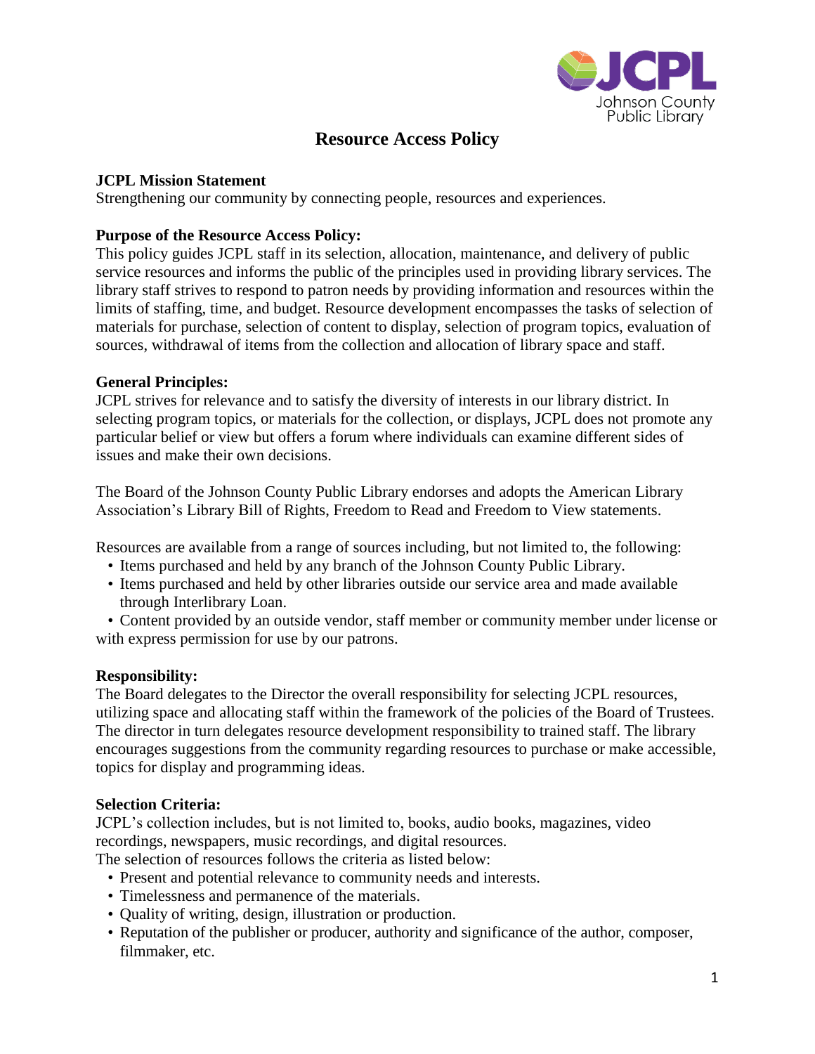# Resource Access Policy

**JCPL Mission Statement**
Strengthening our community by connecting people, resources and experiences.

**Purpose of the Resource Access Policy:**
This policy guides JCPL staff in its selection, allocation, maintenance, and delivery of public service resources and informs the public of the principles used in providing library services. The library staff strives to respond to patron needs by providing information and resources within the limits of staffing, time, and budget. Resource development encompasses the tasks of selection of materials for purchase, selection of content to display, selection of program topics, evaluation of sources, withdrawal of items from the collection and allocation of library space and staff.

**General Principles:**
JCPL strives for relevance and to satisfy the diversity of interests in our library district. In selecting program topics, or materials for the collection, or displays, JCPL does not promote any particular belief or view but offers a forum where individuals can examine different sides of issues and make their own decisions.

The Board of the Johnson County Public Library endorses and adopts the American Library Association's Library Bill of Rights, Freedom to Read and Freedom to View statements.

Resources are available from a range of sources including, but not limited to, the following:

- Items purchased and held by any branch of the Johnson County Public Library.
- Items purchased and held by other libraries outside our service area and made available through Interlibrary Loan.
- Content provided by an outside vendor, staff member or community member under license or with express permission for use by our patrons.

**Responsibility:**
The Board delegates to the Director the overall responsibility for selecting JCPL resources, utilizing space and allocating staff within the framework of the policies of the Board of Trustees. The director in turn delegates resource development responsibility to trained staff. The library encourages suggestions from the community regarding resources to purchase or make accessible, topics for display and programming ideas.

**Selection Criteria:**
JCPL's collection includes, but is not limited to, books, audio books, magazines, video recordings, newspapers, music recordings, and digital resources.
The selection of resources follows the criteria as listed below:

- Present and potential relevance to community needs and interests.
- Timelessness and permanence of the materials.
- Quality of writing, design, illustration or production.
- Reputation of the publisher or producer, authority and significance of the author, composer, filmmaker, etc.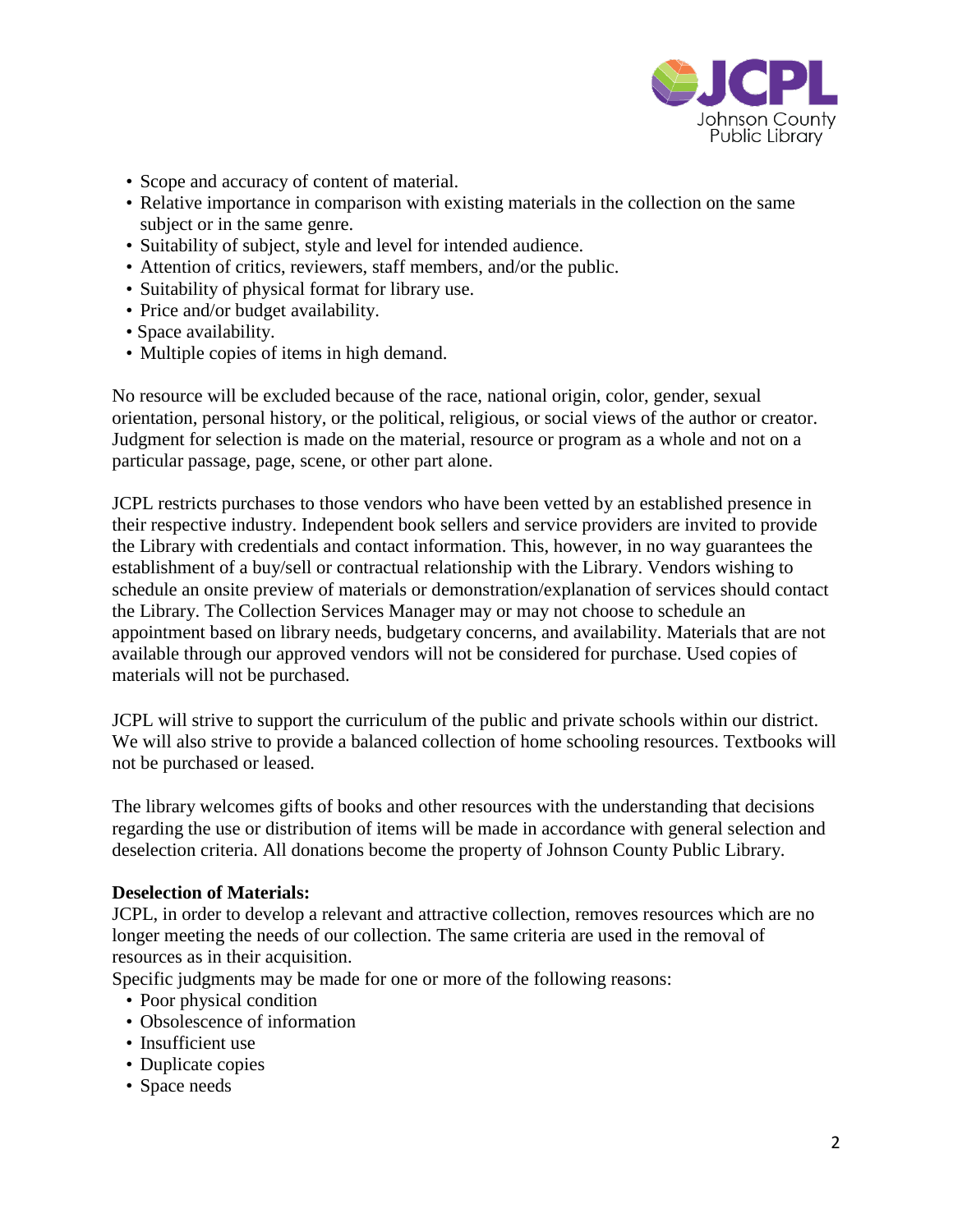- Scope and accuracy of content of material.
- Relative importance in comparison with existing materials in the collection on the same subject or in the same genre.
- Suitability of subject, style and level for intended audience.
- Attention of critics, reviewers, staff members, and/or the public.
- Suitability of physical format for library use.
- Price and/or budget availability.
- Space availability.
- Multiple copies of items in high demand.

No resource will be excluded because of the race, national origin, color, gender, sexual orientation, personal history, or the political, religious, or social views of the author or creator. Judgment for selection is made on the material, resource or program as a whole and not on a particular passage, page, scene, or other part alone.

JCPL restricts purchases to those vendors who have been vetted by an established presence in their respective industry. Independent book sellers and service providers are invited to provide the Library with credentials and contact information. This, however, in no way guarantees the establishment of a buy/sell or contractual relationship with the Library. Vendors wishing to schedule an onsite preview of materials or demonstration/explanation of services should contact the Library. The Collection Services Manager may or may not choose to schedule an appointment based on library needs, budgetary concerns, and availability. Materials that are not available through our approved vendors will not be considered for purchase. Used copies of materials will not be purchased.

JCPL will strive to support the curriculum of the public and private schools within our district. We will also strive to provide a balanced collection of home schooling resources. Textbooks will not be purchased or leased.

The library welcomes gifts of books and other resources with the understanding that decisions regarding the use or distribution of items will be made in accordance with general selection and deselection criteria. All donations become the property of Johnson County Public Library.

**Deselection of Materials:**
JCPL, in order to develop a relevant and attractive collection, removes resources which are no longer meeting the needs of our collection. The same criteria are used in the removal of resources as in their acquisition.
Specific judgments may be made for one or more of the following reasons:

- Poor physical condition
- Obsolescence of information
- Insufficient use
- Duplicate copies
- Space needs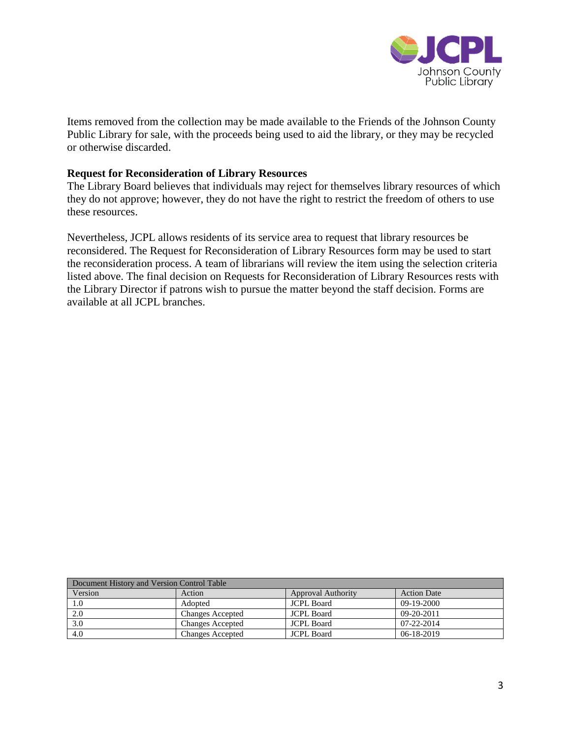Items removed from the collection may be made available to the Friends of the Johnson County Public Library for sale, with the proceeds being used to aid the library, or they may be recycled or otherwise discarded.

**Request for Reconsideration of Library Resources**

The Library Board believes that individuals may reject for themselves library resources of which they do not approve; however, they do not have the right to restrict the freedom of others to use these resources.

Nevertheless, JCPL allows residents of its service area to request that library resources be reconsidered. The Request for Reconsideration of Library Resources form may be used to start the reconsideration process. A team of librarians will review the item using the selection criteria listed above. The final decision on Requests for Reconsideration of Library Resources rests with the Library Director if patrons wish to pursue the matter beyond the staff decision. Forms are available at all JCPL branches.

| Document History and Version Control Table | | | |
|---|---|---|---|
| Version | Action | Approval Authority | Action Date |
| 1.0 | Adopted | JCPL Board | 09-19-2000 |
| 2.0 | Changes Accepted | JCPL Board | 09-20-2011 |
| 3.0 | Changes Accepted | JCPL Board | 07-22-2014 |
| 4.0 | Changes Accepted | JCPL Board | 06-18-2019 |